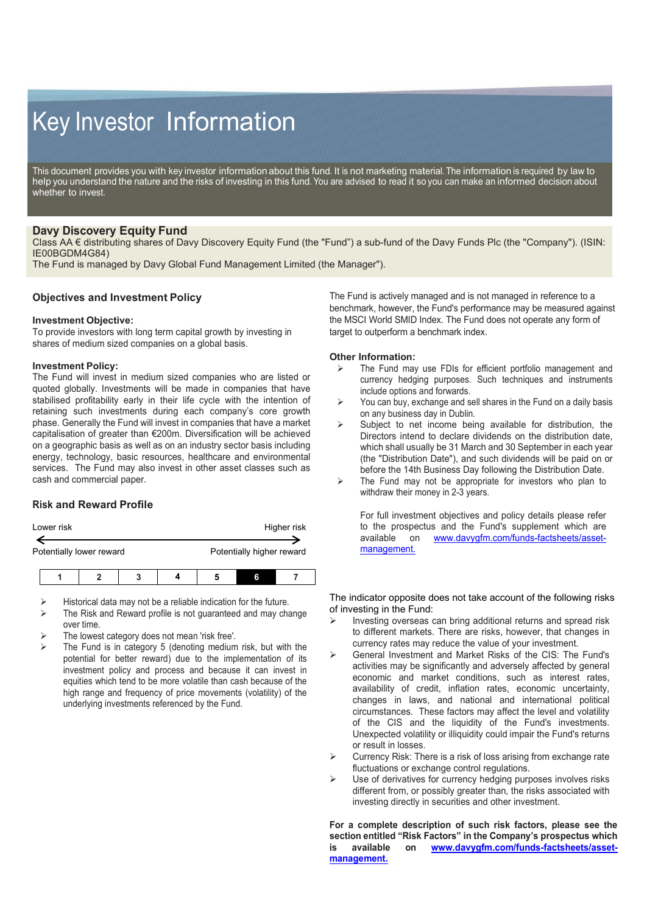# Key Investor Information

This document provides you with key investor information about this fund. It is not marketing material. The information is required by law to help you understand the nature and the risks of investing in this fund. You are advised to read it so you can make an informed decision about whether to invest.

## Davy Discovery Equity Fund

Class AA € distributing shares of Davy Discovery Equity Fund (the "Fund") a sub-fund of the Davy Funds Plc (the "Company"). (ISIN: IE00BGDM4G84)

The Fund is managed by Davy Global Fund Management Limited (the Manager").

## Objectives and Investment Policy

**Investment Objective:**

To provide investors with long term capital growth by investing in shares of medium sized companies on a global basis.

**Investment Policy:**

The Fund will invest in medium sized companies who are listed or quoted globally. Investments will be made in companies that have stabilised profitability early in their life cycle with the intention of retaining such investments during each company's core growth phase. Generally the Fund will invest in companies that have a market capitalisation of greater than €200m. Diversification will be achieved on a geographic basis as well as on an industry sector basis including energy, technology, basic resources, healthcare and environmental services. The Fund may also invest in other asset classes such as cash and commercial paper.

The Fund is actively managed and is not managed in reference to a benchmark, however, the Fund's performance may be measured against the MSCI World SMID Index. The Fund does not operate any form of target to outperform a benchmark index.

**Other Information:**

- The Fund may use FDIs for efficient portfolio management and currency hedging purposes. Such techniques and instruments include options and forwards.
- You can buy, exchange and sell shares in the Fund on a daily basis on any business day in Dublin.
- Subject to net income being available for distribution, the Directors intend to declare dividends on the distribution date, which shall usually be 31 March and 30 September in each year (the "Distribution Date"), and such dividends will be paid on or before the 14th Business Day following the Distribution Date.
- The Fund may not be appropriate for investors who plan to withdraw their money in 2-3 years.

For full investment objectives and policy details please refer to the prospectus and the Fund's supplement which are available on [www.davygfm.com/funds-factsheets/asset-management.](www.davygfm.com/funds-factsheets/asset-management)

## Risk and Reward Profile

Lower risk — Higher risk

Potentially lower reward — Potentially higher reward

| 1 | 2 | 3 | 4 | 5 | **6** | 7 |
|---|---|---|---|---|---|---|

- Historical data may not be a reliable indication for the future.
- The Risk and Reward profile is not guaranteed and may change over time.
- The lowest category does not mean 'risk free'.
- The Fund is in category 5 (denoting medium risk, but with the potential for better reward) due to the implementation of its investment policy and process and because it can invest in equities which tend to be more volatile than cash because of the high range and frequency of price movements (volatility) of the underlying investments referenced by the Fund.

The indicator opposite does not take account of the following risks of investing in the Fund:

- Investing overseas can bring additional returns and spread risk to different markets. There are risks, however, that changes in currency rates may reduce the value of your investment.
- General Investment and Market Risks of the CIS: The Fund's activities may be significantly and adversely affected by general economic and market conditions, such as interest rates, availability of credit, inflation rates, economic uncertainty, changes in laws, and national and international political circumstances. These factors may affect the level and volatility of the CIS and the liquidity of the Fund's investments. Unexpected volatility or illiquidity could impair the Fund's returns or result in losses.
- Currency Risk: There is a risk of loss arising from exchange rate fluctuations or exchange control regulations.
- Use of derivatives for currency hedging purposes involves risks different from, or possibly greater than, the risks associated with investing directly in securities and other investment.

**For a complete description of such risk factors, please see the section entitled "Risk Factors" in the Company's prospectus which is available on [www.davygfm.com/funds-factsheets/asset-management.](www.davygfm.com/funds-factsheets/asset-management)**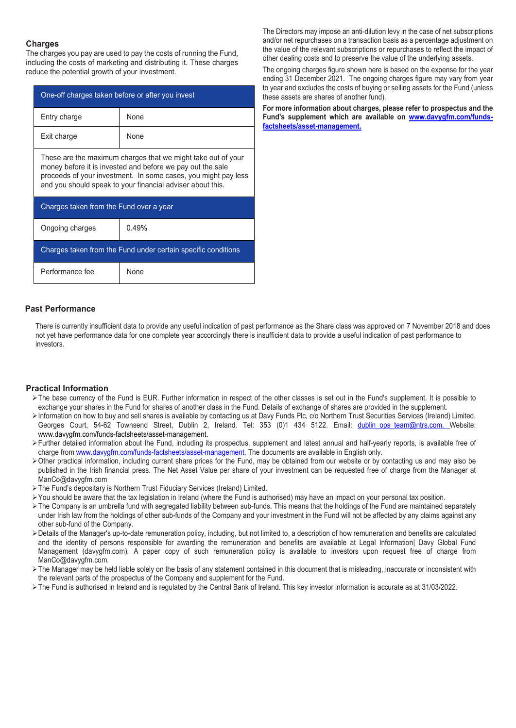## Charges

The charges you pay are used to pay the costs of running the Fund, including the costs of marketing and distributing it. These charges reduce the potential growth of your investment.

| One-off charges taken before or after you invest | |
|---|---|
| Entry charge | None |
| Exit charge | None |
| These are the maximum charges that we might take out of your money before it is invested and before we pay out the sale proceeds of your investment. In some cases, you might pay less and you should speak to your financial adviser about this. | |
| **Charges taken from the Fund over a year** | |
| Ongoing charges | 0.49% |
| **Charges taken from the Fund under certain specific conditions** | |
| Performance fee | None |

The Directors may impose an anti-dilution levy in the case of net subscriptions and/or net repurchases on a transaction basis as a percentage adjustment on the value of the relevant subscriptions or repurchases to reflect the impact of other dealing costs and to preserve the value of the underlying assets.

The ongoing charges figure shown here is based on the expense for the year ending 31 December 2021. The ongoing charges figure may vary from year to year and excludes the costs of buying or selling assets for the Fund (unless these assets are shares of another fund).

**For more information about charges, please refer to prospectus and the Fund's supplement which are available on www.davygfm.com/funds-factsheets/asset-management.**

## Past Performance

There is currently insufficient data to provide any useful indication of past performance as the Share class was approved on 7 November 2018 and does not yet have performance data for one complete year accordingly there is insufficient data to provide a useful indication of past performance to investors.

## Practical Information

- The base currency of the Fund is EUR. Further information in respect of the other classes is set out in the Fund's supplement. It is possible to exchange your shares in the Fund for shares of another class in the Fund. Details of exchange of shares are provided in the supplement.
- Information on how to buy and sell shares is available by contacting us at Davy Funds Plc, c/o Northern Trust Securities Services (Ireland) Limited, Georges Court, 54-62 Townsend Street, Dublin 2, Ireland. Tel: 353 (0)1 434 5122. Email: dublin_ops_team@ntrs.com. Website: www.davygfm.com/funds-factsheets/asset-management.
- Further detailed information about the Fund, including its prospectus, supplement and latest annual and half-yearly reports, is available free of charge from www.davygfm.com/funds-factsheets/asset-management. The documents are available in English only.
- Other practical information, including current share prices for the Fund, may be obtained from our website or by contacting us and may also be published in the Irish financial press. The Net Asset Value per share of your investment can be requested free of charge from the Manager at ManCo@davygfm.com
- The Fund's depositary is Northern Trust Fiduciary Services (Ireland) Limited.
- You should be aware that the tax legislation in Ireland (where the Fund is authorised) may have an impact on your personal tax position.
- The Company is an umbrella fund with segregated liability between sub-funds. This means that the holdings of the Fund are maintained separately under Irish law from the holdings of other sub-funds of the Company and your investment in the Fund will not be affected by any claims against any other sub-fund of the Company.
- Details of the Manager's up-to-date remuneration policy, including, but not limited to, a description of how remuneration and benefits are calculated and the identity of persons responsible for awarding the remuneration and benefits are available at Legal Information| Davy Global Fund Management (davygfm.com). A paper copy of such remuneration policy is available to investors upon request free of charge from ManCo@davygfm.com.
- The Manager may be held liable solely on the basis of any statement contained in this document that is misleading, inaccurate or inconsistent with the relevant parts of the prospectus of the Company and supplement for the Fund.
- The Fund is authorised in Ireland and is regulated by the Central Bank of Ireland. This key investor information is accurate as at 31/03/2022.